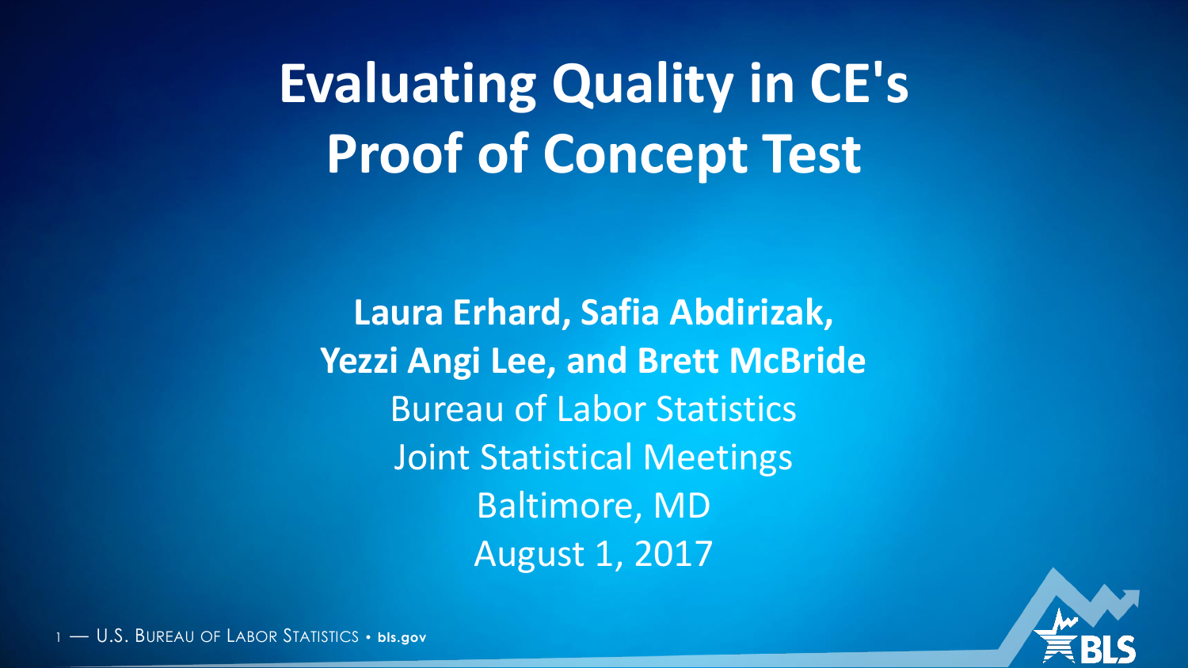# Evaluating Quality in CE's Proof of Concept Test

**Laura Erhard, Safia Abdirizak, Yezzi Angi Lee, and Brett McBride**

Bureau of Labor Statistics

Joint Statistical Meetings

Baltimore, MD

August 1, 2017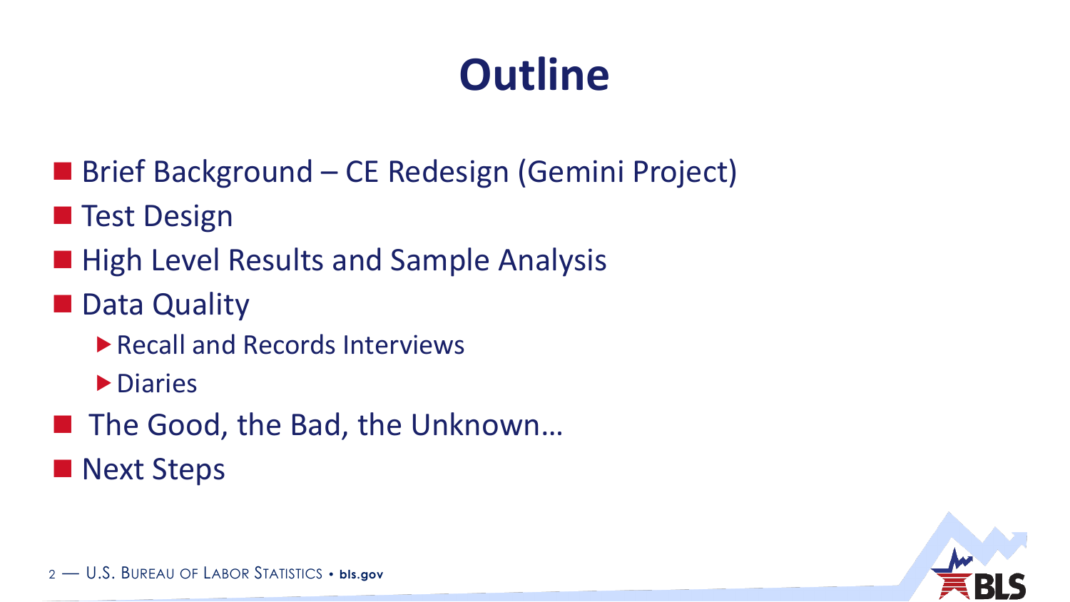# Outline

- Brief Background – CE Redesign (Gemini Project)
- Test Design
- High Level Results and Sample Analysis
- Data Quality
  - Recall and Records Interviews
  - Diaries
- The Good, the Bad, the Unknown…
- Next Steps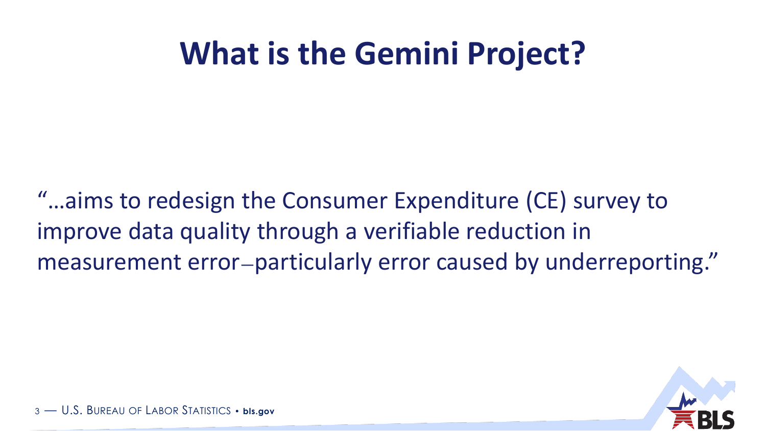# What is the Gemini Project?

"…aims to redesign the Consumer Expenditure (CE) survey to improve data quality through a verifiable reduction in measurement error–particularly error caused by underreporting."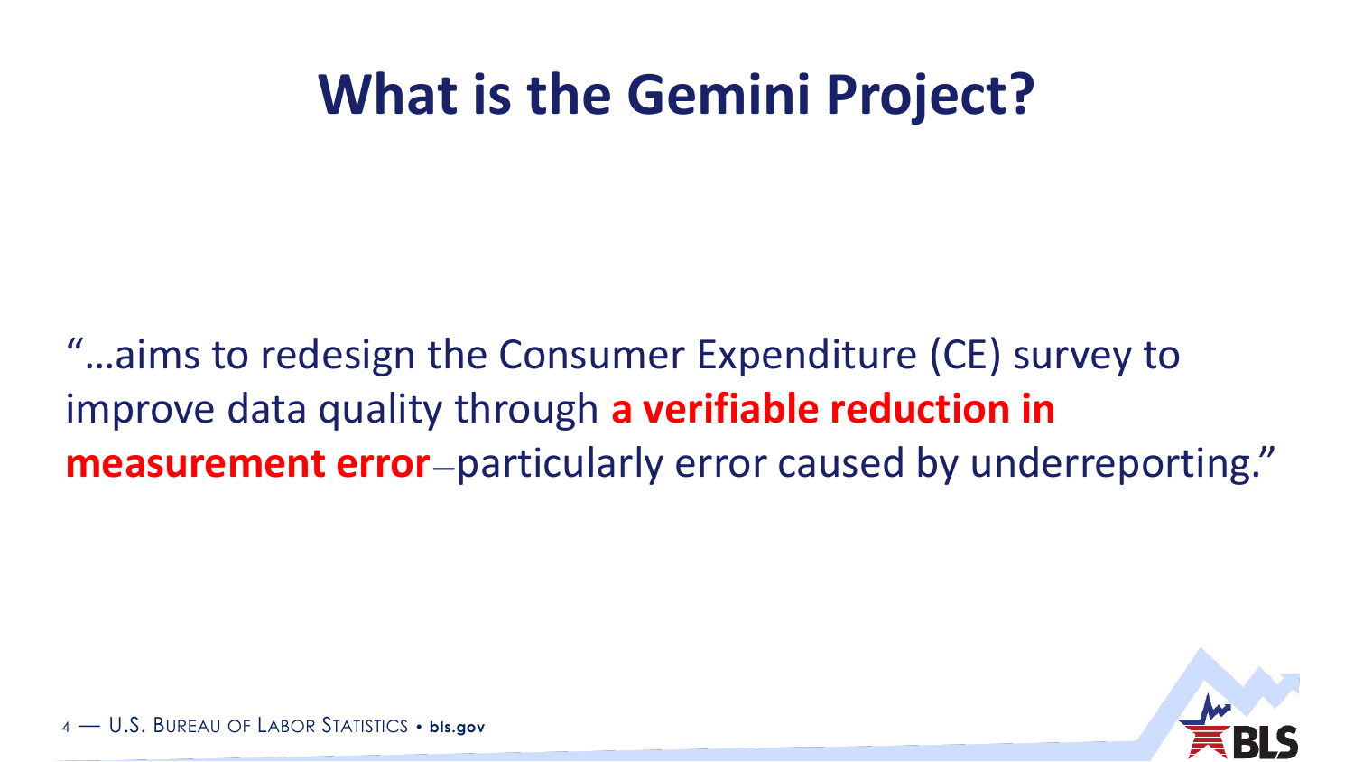# What is the Gemini Project?

"…aims to redesign the Consumer Expenditure (CE) survey to improve data quality through **a verifiable reduction in measurement error**–particularly error caused by underreporting."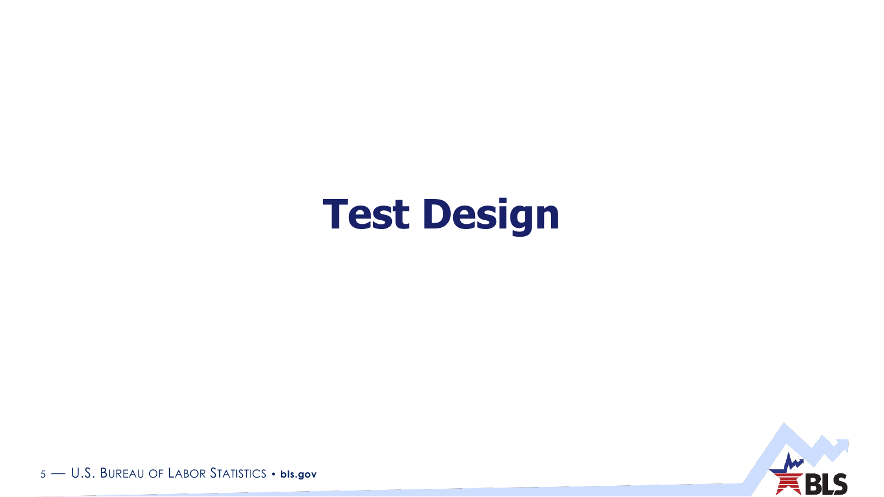# Test Design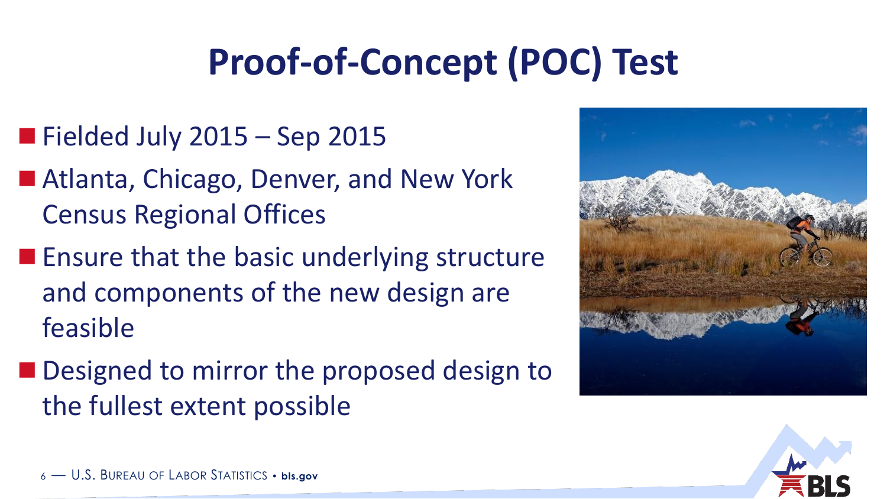# Proof-of-Concept (POC) Test

- Fielded July 2015 – Sep 2015
- Atlanta, Chicago, Denver, and New York Census Regional Offices
- Ensure that the basic underlying structure and components of the new design are feasible
- Designed to mirror the proposed design to the fullest extent possible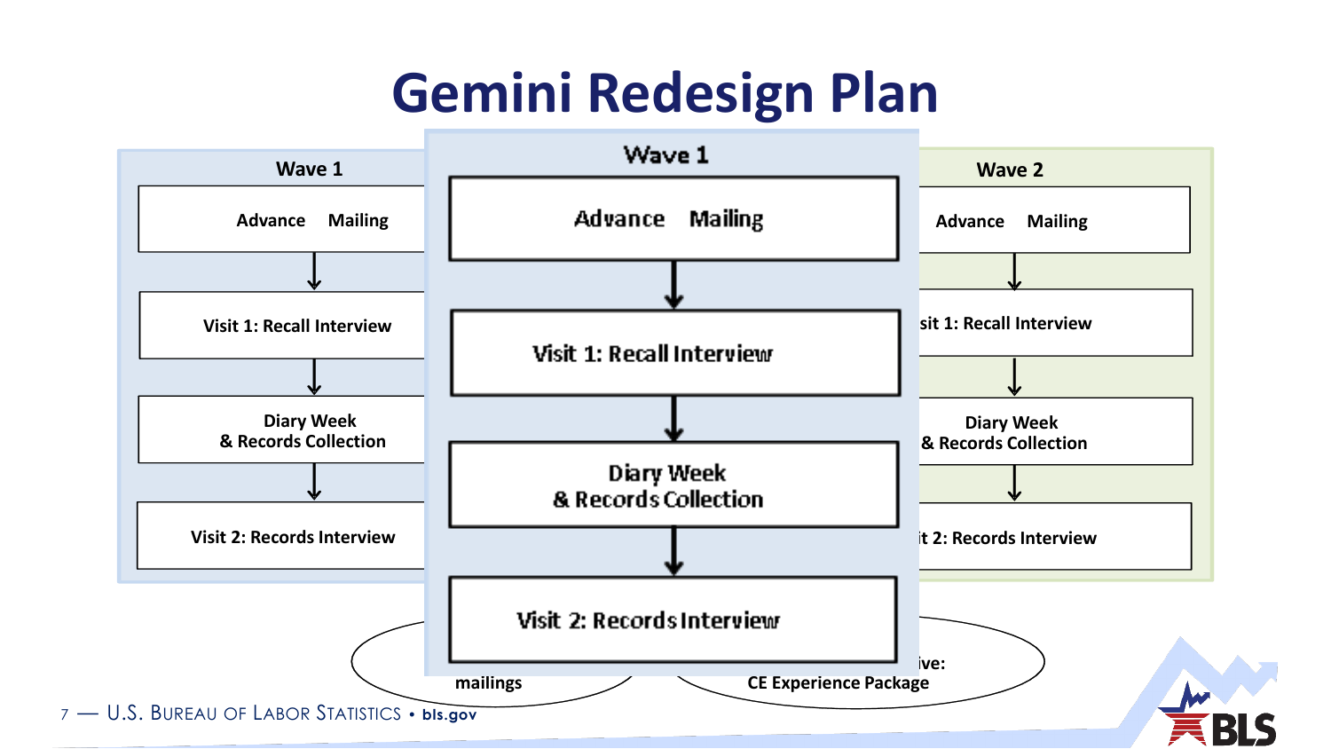# Gemini Redesign Plan

**Wave 1**

- Advance Mailing
- ↓
- Visit 1: Recall Interview
- ↓
- Diary Week & Records Collection
- ↓
- Visit 2: Records Interview

**Wave 1**

- Advance Mailing
- ↓
- Visit 1: Recall Interview
- ↓
- Diary Week & Records Collection
- ↓
- Visit 2: Records Interview

**Wave 2**

- Advance Mailing
- ↓
- sit 1: Recall Interview
- ↓
- Diary Week & Records Collection
- ↓
- it 2: Records Interview

mailings

ive: CE Experience Package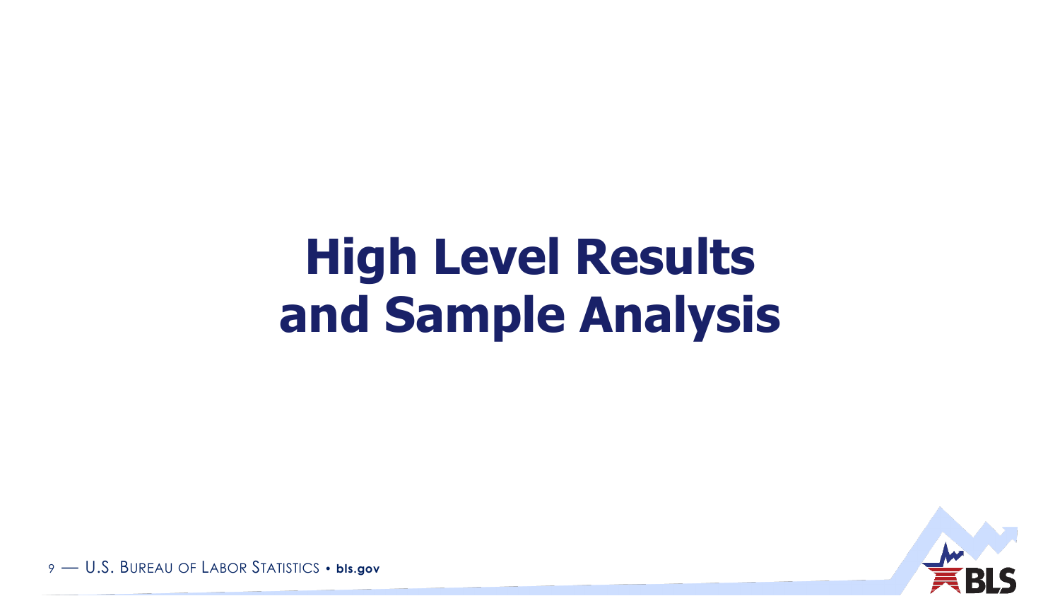# High Level Results and Sample Analysis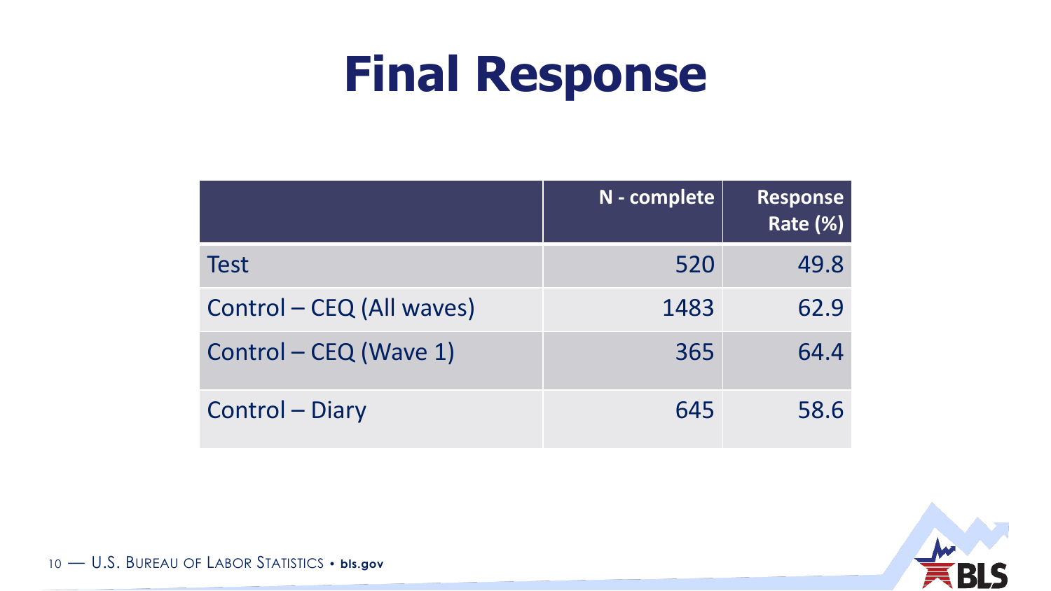# Final Response

| | N - complete | Response Rate (%) |
|---|---|---|
| Test | 520 | 49.8 |
| Control – CEQ (All waves) | 1483 | 62.9 |
| Control – CEQ (Wave 1) | 365 | 64.4 |
| Control – Diary | 645 | 58.6 |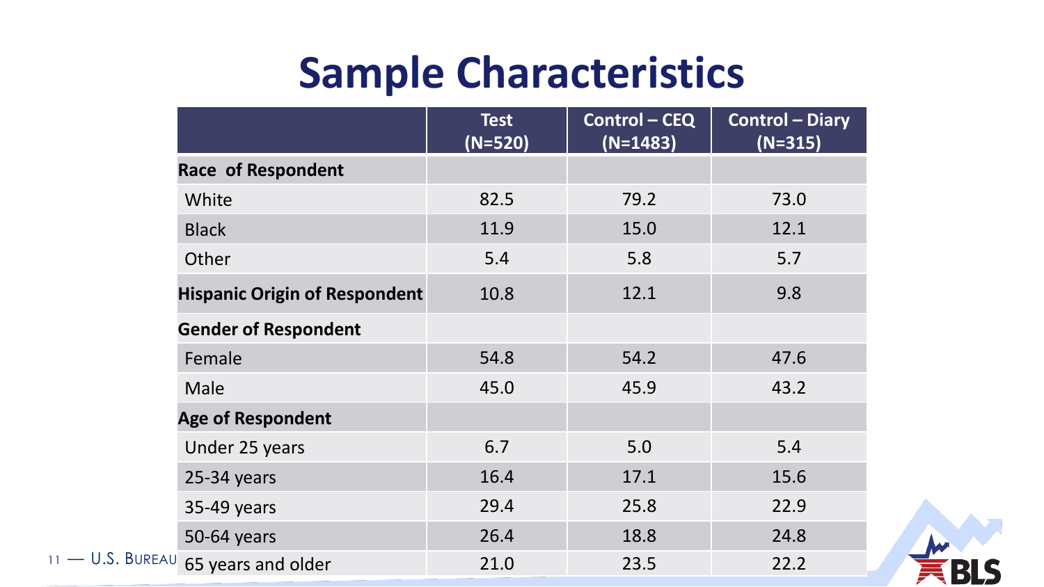# Sample Characteristics

| | Test (N=520) | Control – CEQ (N=1483) | Control – Diary (N=315) |
|---|---|---|---|
| **Race of Respondent** | | | |
| White | 82.5 | 79.2 | 73.0 |
| Black | 11.9 | 15.0 | 12.1 |
| Other | 5.4 | 5.8 | 5.7 |
| **Hispanic Origin of Respondent** | 10.8 | 12.1 | 9.8 |
| **Gender of Respondent** | | | |
| Female | 54.8 | 54.2 | 47.6 |
| Male | 45.0 | 45.9 | 43.2 |
| **Age of Respondent** | | | |
| Under 25 years | 6.7 | 5.0 | 5.4 |
| 25-34 years | 16.4 | 17.1 | 15.6 |
| 35-49 years | 29.4 | 25.8 | 22.9 |
| 50-64 years | 26.4 | 18.8 | 24.8 |
| 65 years and older | 21.0 | 23.5 | 22.2 |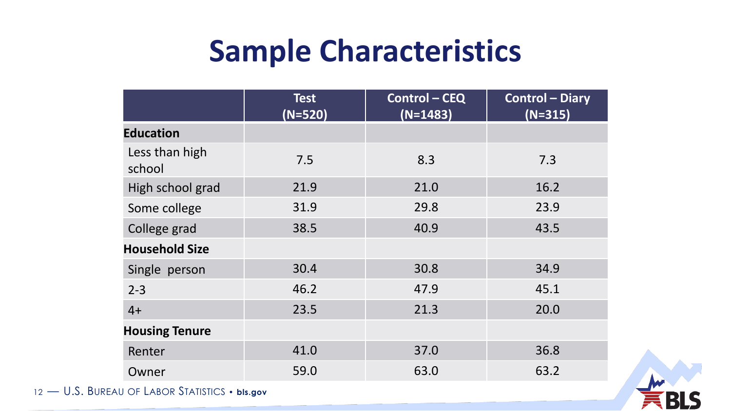# Sample Characteristics

| | Test (N=520) | Control – CEQ (N=1483) | Control – Diary (N=315) |
|---|---|---|---|
| **Education** | | | |
| Less than high school | 7.5 | 8.3 | 7.3 |
| High school grad | 21.9 | 21.0 | 16.2 |
| Some college | 31.9 | 29.8 | 23.9 |
| College grad | 38.5 | 40.9 | 43.5 |
| **Household Size** | | | |
| Single person | 30.4 | 30.8 | 34.9 |
| 2-3 | 46.2 | 47.9 | 45.1 |
| 4+ | 23.5 | 21.3 | 20.0 |
| **Housing Tenure** | | | |
| Renter | 41.0 | 37.0 | 36.8 |
| Owner | 59.0 | 63.0 | 63.2 |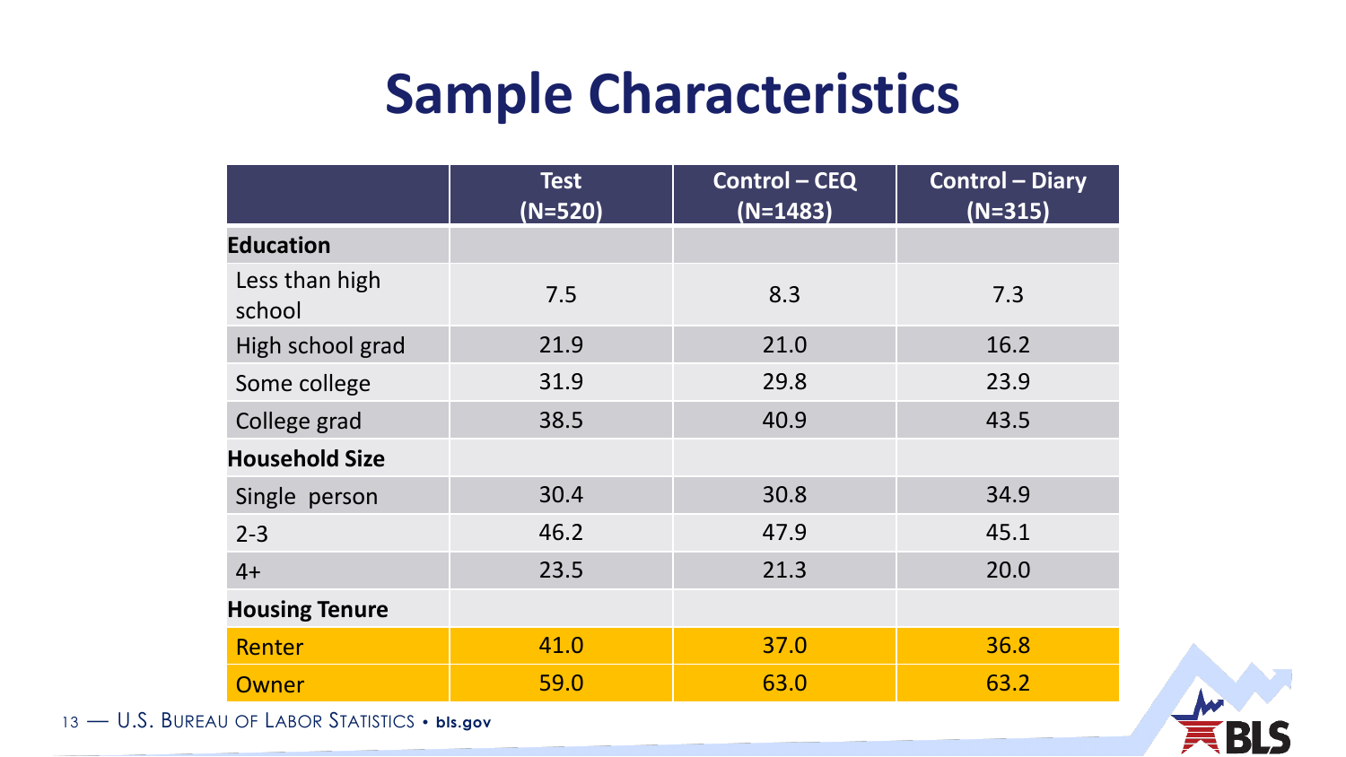# Sample Characteristics

| | Test (N=520) | Control – CEQ (N=1483) | Control – Diary (N=315) |
|---|---|---|---|
| **Education** | | | |
| Less than high school | 7.5 | 8.3 | 7.3 |
| High school grad | 21.9 | 21.0 | 16.2 |
| Some college | 31.9 | 29.8 | 23.9 |
| College grad | 38.5 | 40.9 | 43.5 |
| **Household Size** | | | |
| Single person | 30.4 | 30.8 | 34.9 |
| 2-3 | 46.2 | 47.9 | 45.1 |
| 4+ | 23.5 | 21.3 | 20.0 |
| **Housing Tenure** | | | |
| Renter | 41.0 | 37.0 | 36.8 |
| Owner | 59.0 | 63.0 | 63.2 |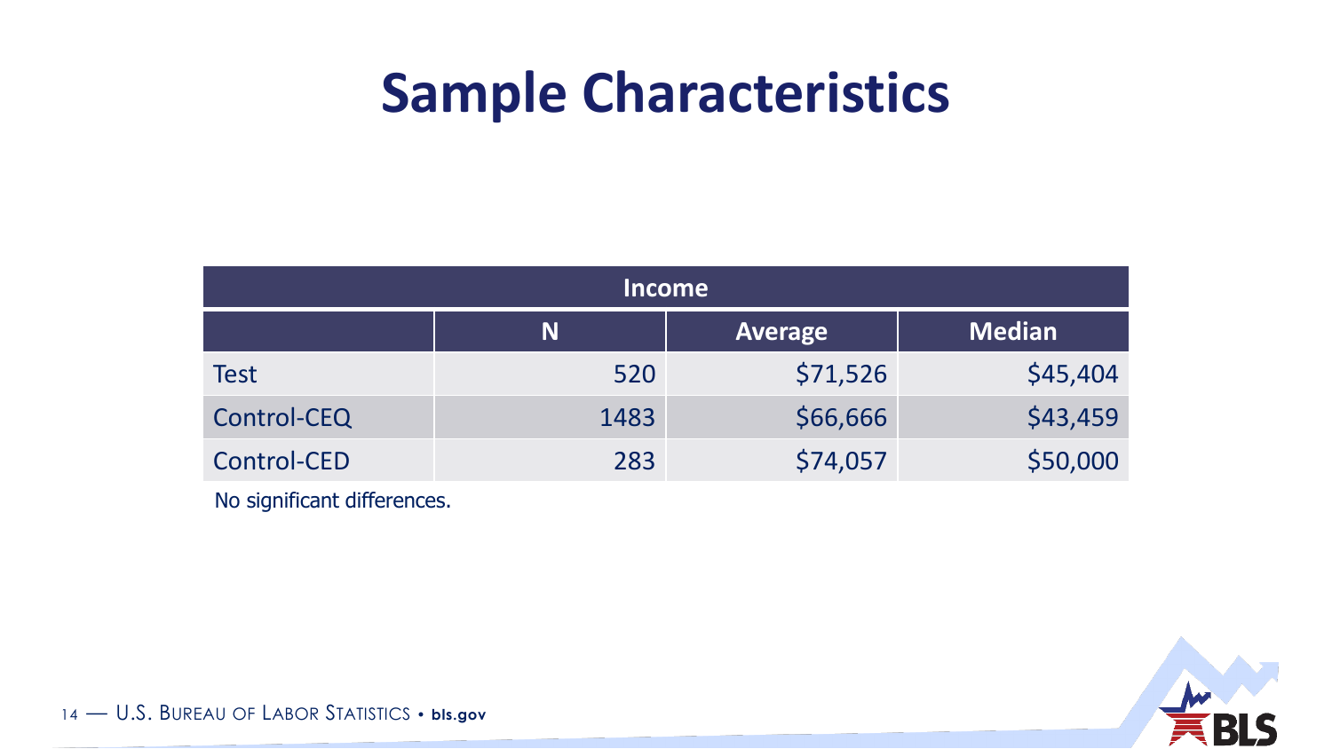# Sample Characteristics

| Income | | | |
|---|---|---|---|
| | N | Average | Median |
| Test | 520 | $71,526 | $45,404 |
| Control-CEQ | 1483 | $66,666 | $43,459 |
| Control-CED | 283 | $74,057 | $50,000 |

No significant differences.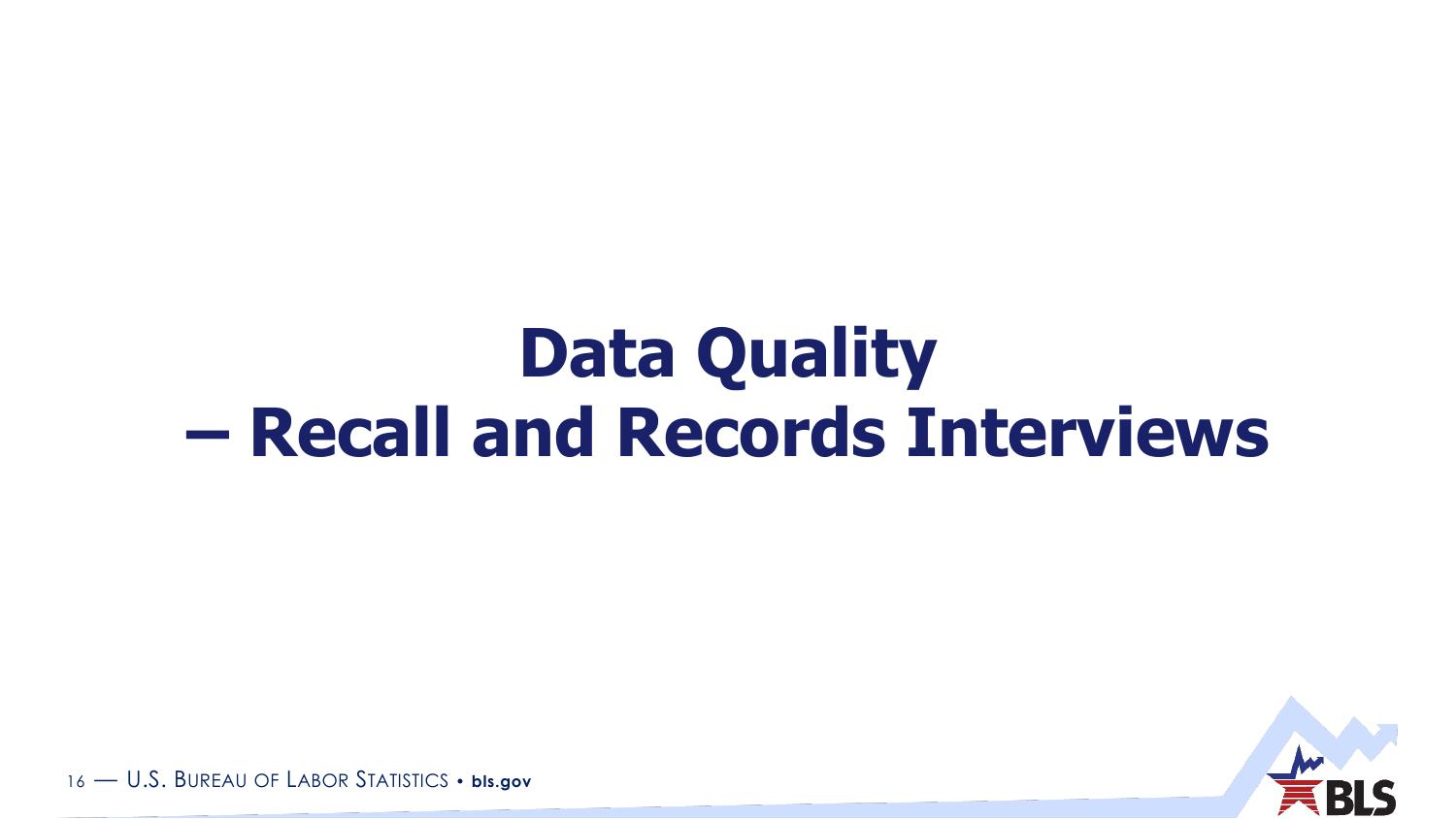# Data Quality – Recall and Records Interviews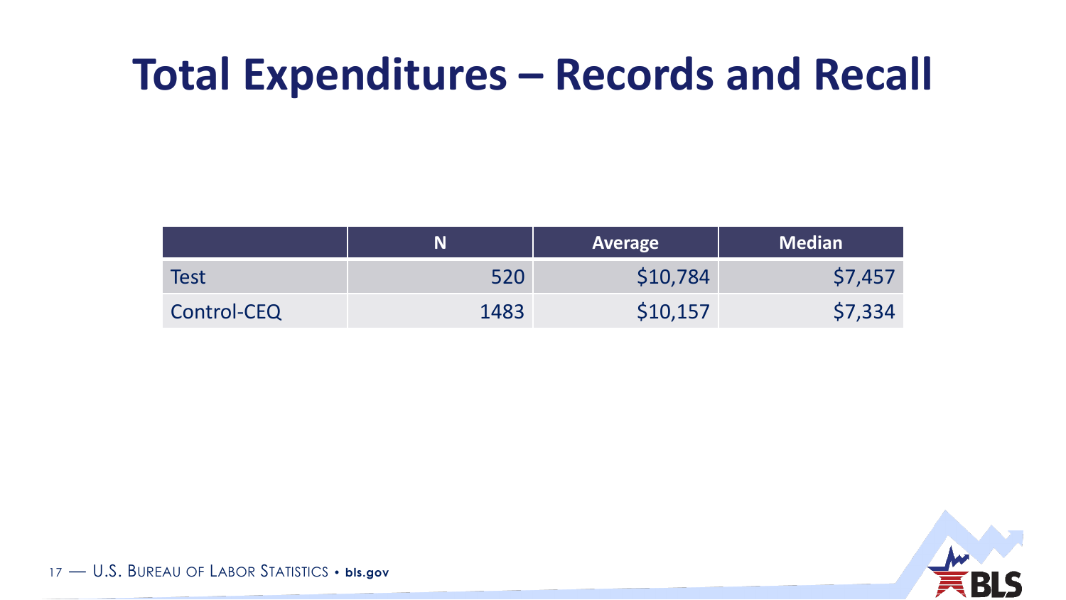# Total Expenditures – Records and Recall

| | N | Average | Median |
|---|---|---|---|
| Test | 520 | $10,784 | $7,457 |
| Control-CEQ | 1483 | $10,157 | $7,334 |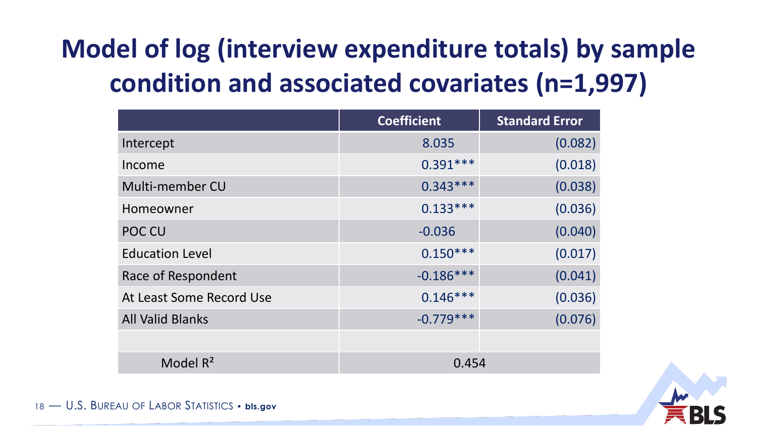# Model of log (interview expenditure totals) by sample condition and associated covariates (n=1,997)

| | Coefficient | Standard Error |
|---|---|---|
| Intercept | 8.035 | (0.082) |
| Income | 0.391*** | (0.018) |
| Multi-member CU | 0.343*** | (0.038) |
| Homeowner | 0.133*** | (0.036) |
| POC CU | -0.036 | (0.040) |
| Education Level | 0.150*** | (0.017) |
| Race of Respondent | -0.186*** | (0.041) |
| At Least Some Record Use | 0.146*** | (0.036) |
| All Valid Blanks | -0.779*** | (0.076) |
| | | |
| Model $R^2$ | 0.454 | |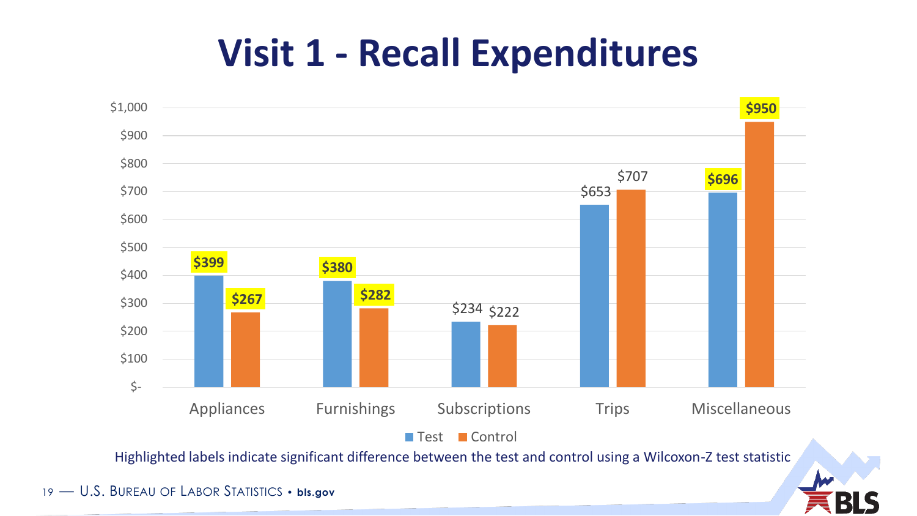# Visit 1 - Recall Expenditures

| Category | Test | Control |
|---|---|---|
| Appliances | **$399** | **$267** |
| Furnishings | **$380** | **$282** |
| Subscriptions | $234 | $222 |
| Trips | $653 | $707 |
| Miscellaneous | **$696** | **$950** |

Highlighted labels indicate significant difference between the test and control using a Wilcoxon-Z test statistic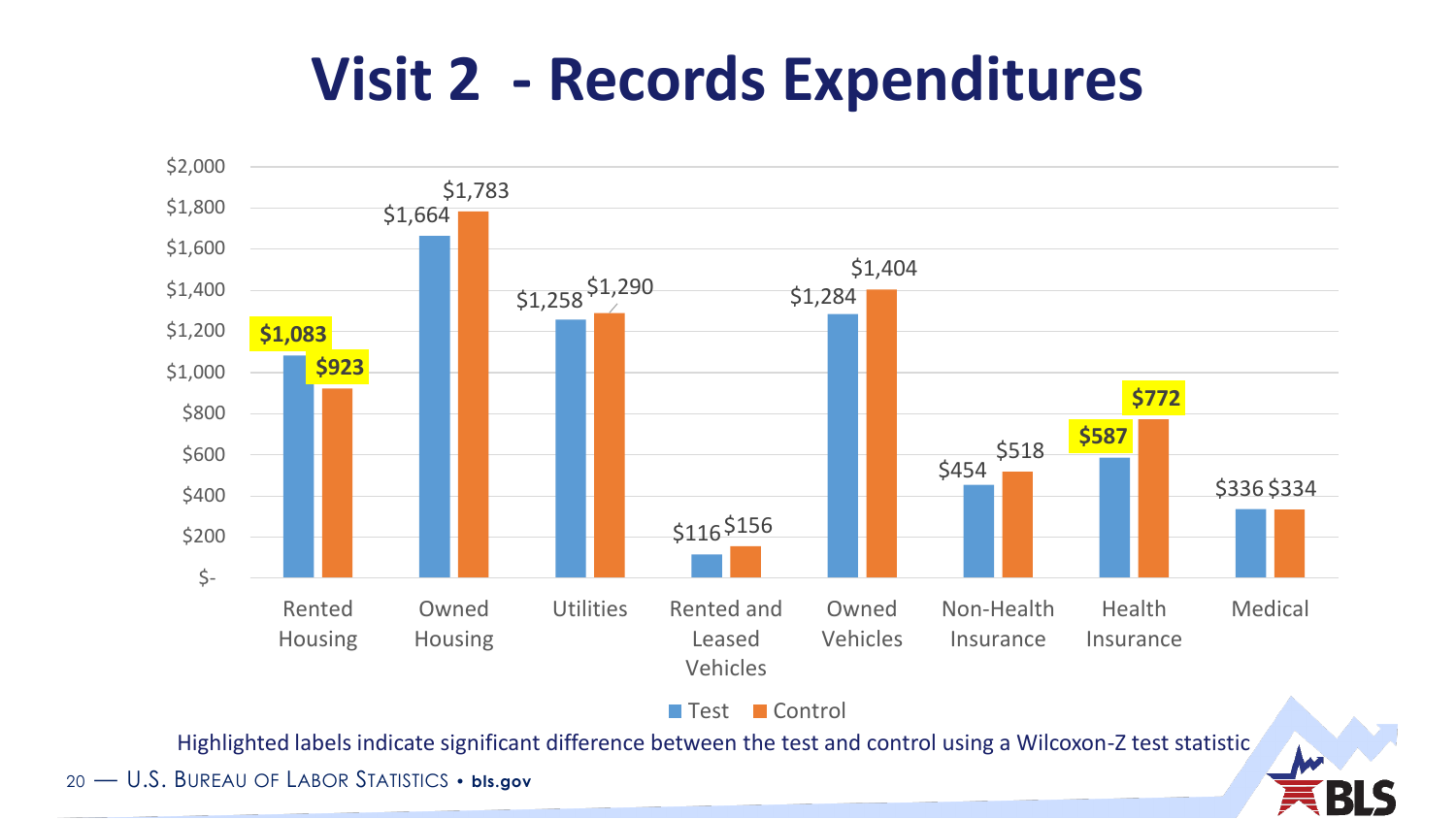# Visit 2 - Records Expenditures

| Category | Test | Control |
|---|---|---|
| Rented Housing | **$1,083** | **$923** |
| Owned Housing | $1,664 | $1,783 |
| Utilities | $1,258 | $1,290 |
| Rented and Leased Vehicles | $116 | $156 |
| Owned Vehicles | $1,284 | $1,404 |
| Non-Health Insurance | $454 | $518 |
| Health Insurance | **$587** | **$772** |
| Medical | $336 | $334 |

Highlighted labels indicate significant difference between the test and control using a Wilcoxon-Z test statistic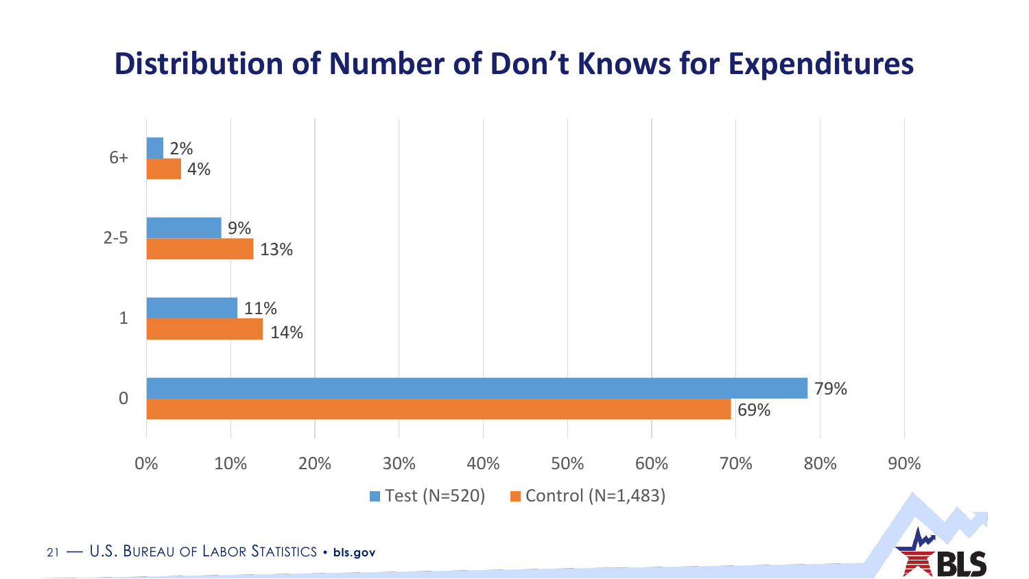# Distribution of Number of Don't Knows for Expenditures

| Number of Don't Knows | Test (N=520) | Control (N=1,483) |
|---|---|---|
| 6+ | 2% | 4% |
| 2-5 | 9% | 13% |
| 1 | 11% | 14% |
| 0 | 79% | 69% |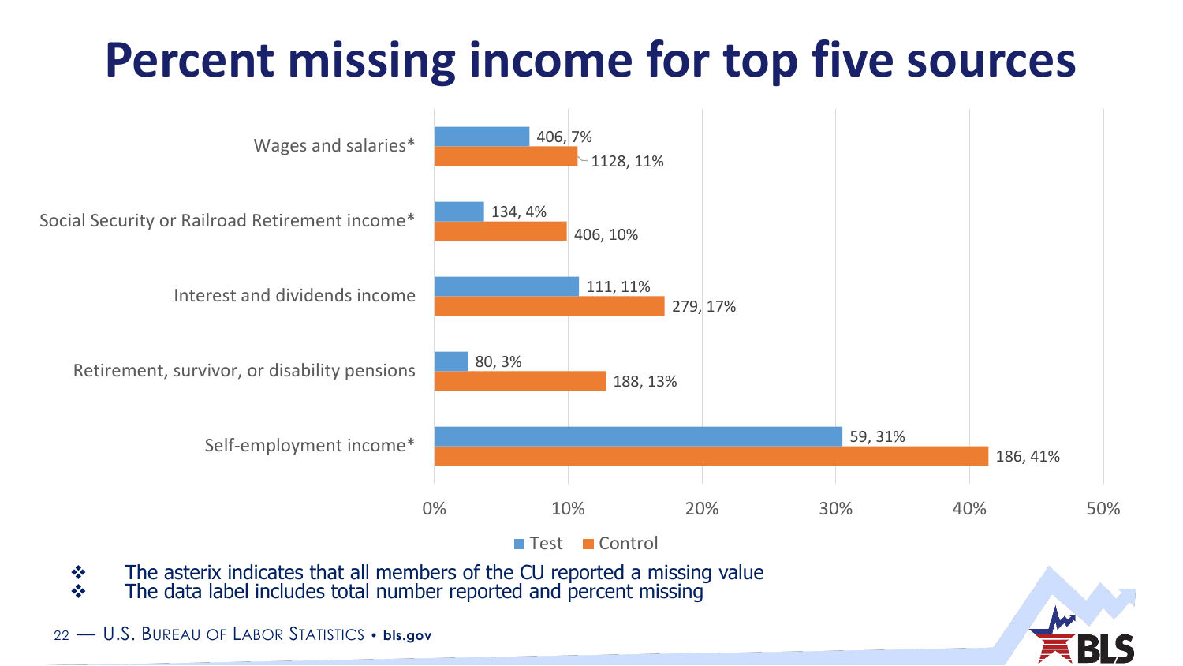# Percent missing income for top five sources

| Income source | Test | Control |
|---|---|---|
| Wages and salaries* | 406, 7% | 1128, 11% |
| Social Security or Railroad Retirement income* | 134, 4% | 406, 10% |
| Interest and dividends income | 111, 11% | 279, 17% |
| Retirement, survivor, or disability pensions | 80, 3% | 188, 13% |
| Self-employment income* | 59, 31% | 186, 41% |

- The asterix indicates that all members of the CU reported a missing value
- The data label includes total number reported and percent missing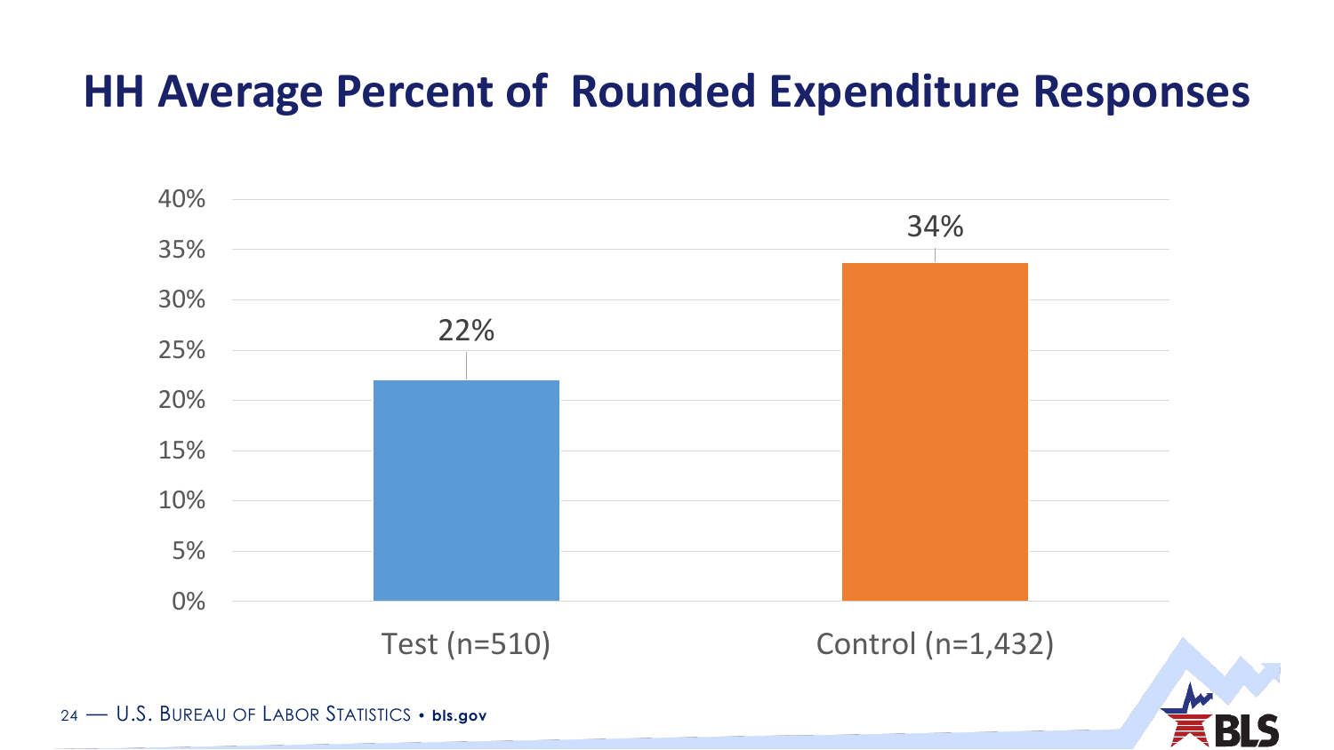# HH Average Percent of Rounded Expenditure Responses

| Group | Percent |
| --- | --- |
| Test (n=510) | 22% |
| Control (n=1,432) | 34% |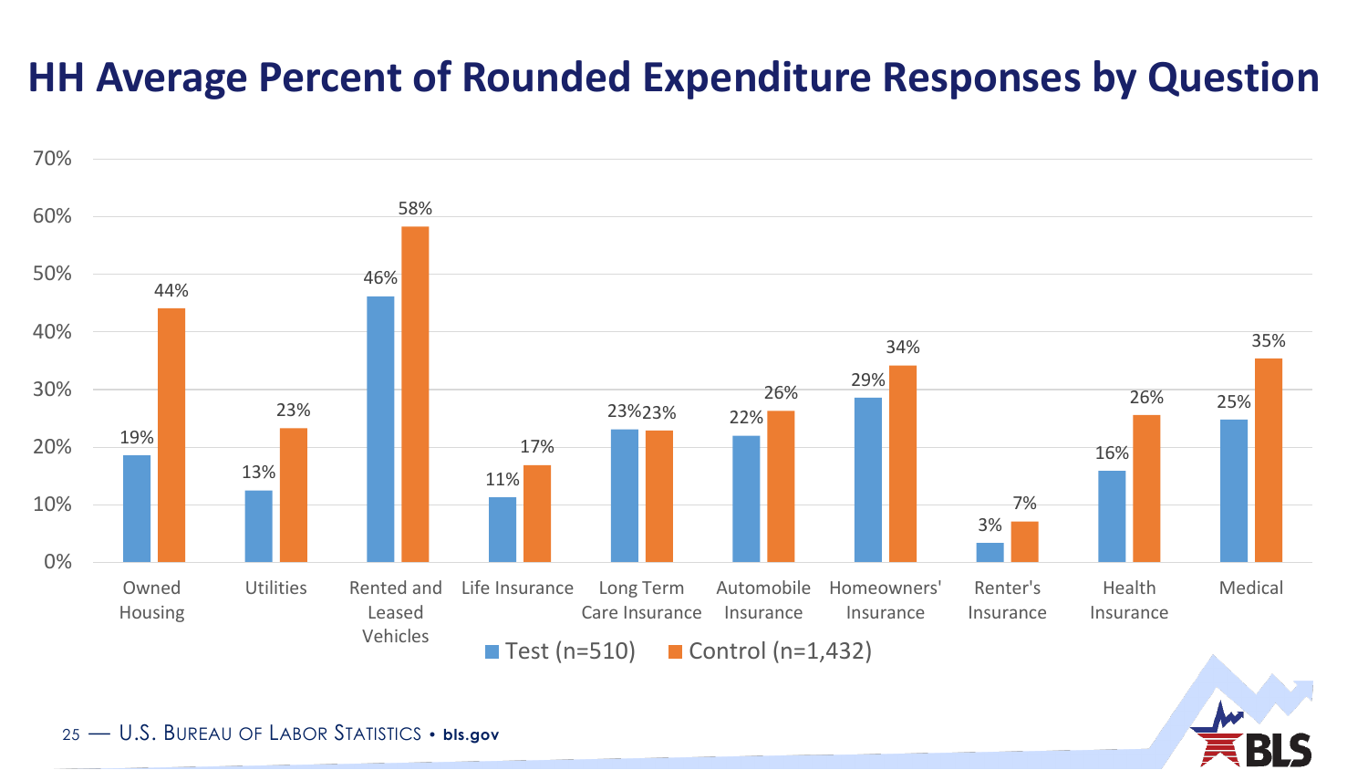# HH Average Percent of Rounded Expenditure Responses by Question

| Question | Test (n=510) | Control (n=1,432) |
|---|---|---|
| Owned Housing | 19% | 44% |
| Utilities | 13% | 23% |
| Rented and Leased Vehicles | 46% | 58% |
| Life Insurance | 11% | 17% |
| Long Term Care Insurance | 23% | 23% |
| Automobile Insurance | 22% | 26% |
| Homeowners' Insurance | 29% | 34% |
| Renter's Insurance | 3% | 7% |
| Health Insurance | 16% | 26% |
| Medical | 25% | 35% |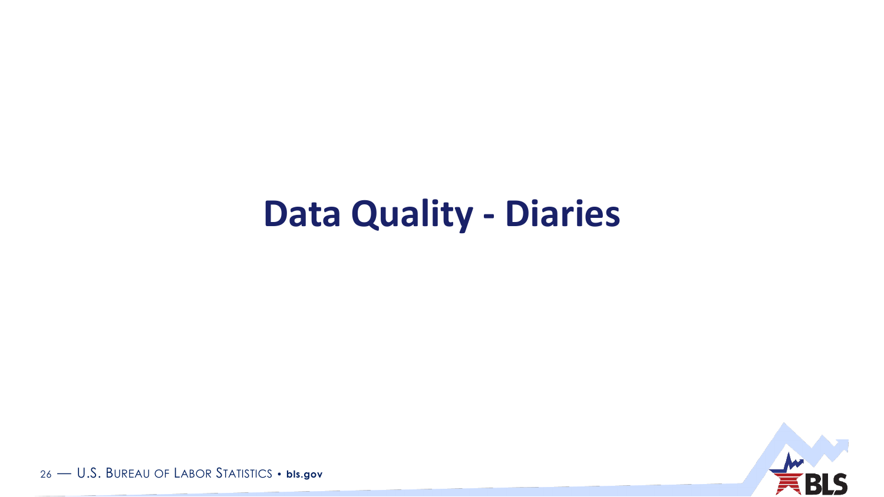# Data Quality - Diaries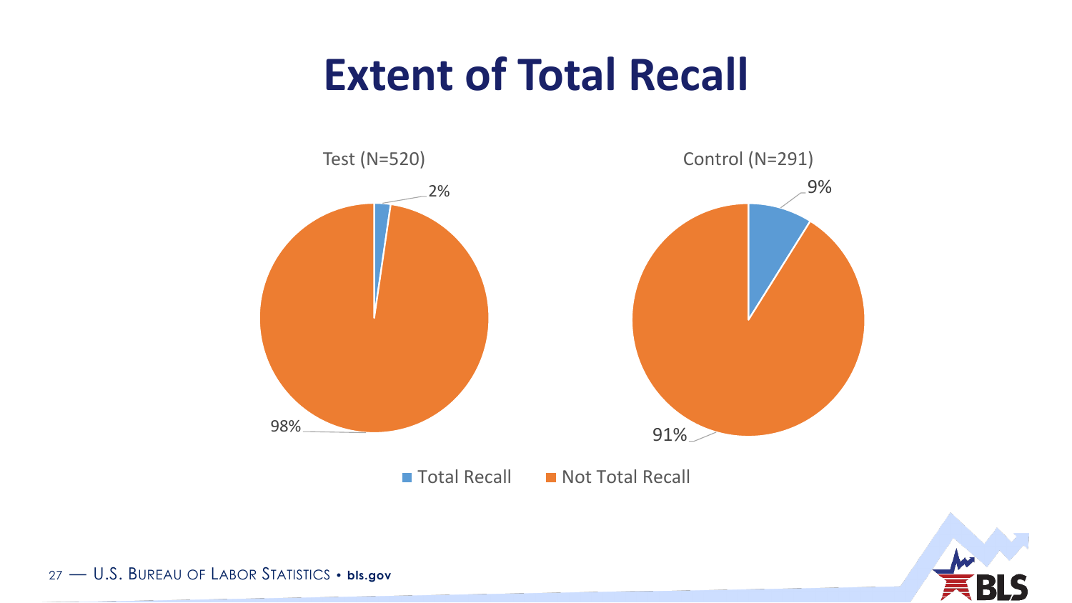# Extent of Total Recall

Test (N=520)

- Total Recall: 2%
- Not Total Recall: 98%

Control (N=291)

- Total Recall: 9%
- Not Total Recall: 91%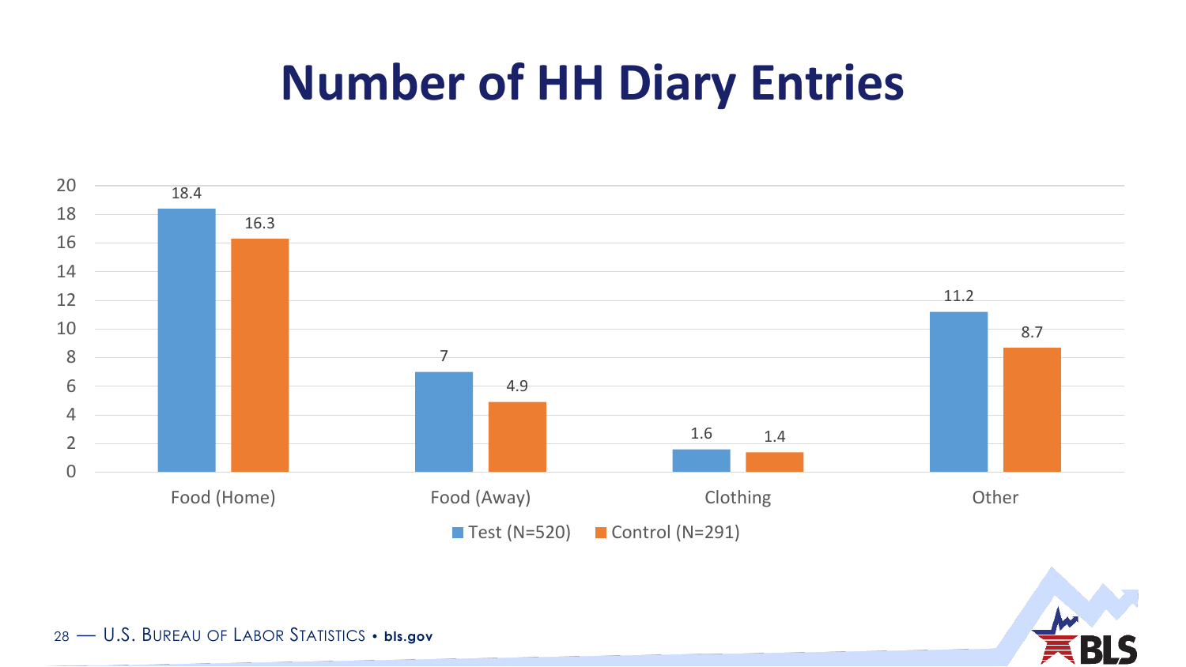# Number of HH Diary Entries

| | Test (N=520) | Control (N=291) |
|---|---|---|
| Food (Home) | 18.4 | 16.3 |
| Food (Away) | 7 | 4.9 |
| Clothing | 1.6 | 1.4 |
| Other | 11.2 | 8.7 |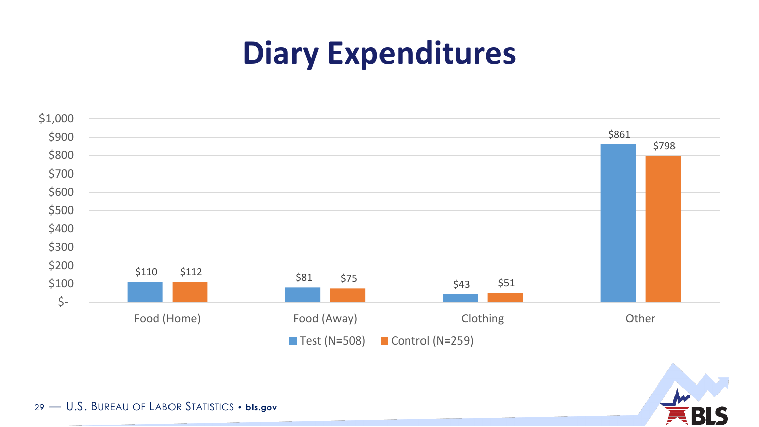# Diary Expenditures

| | Test (N=508) | Control (N=259) |
|---|---|---|
| Food (Home) | $110 | $112 |
| Food (Away) | $81 | $75 |
| Clothing | $43 | $51 |
| Other | $861 | $798 |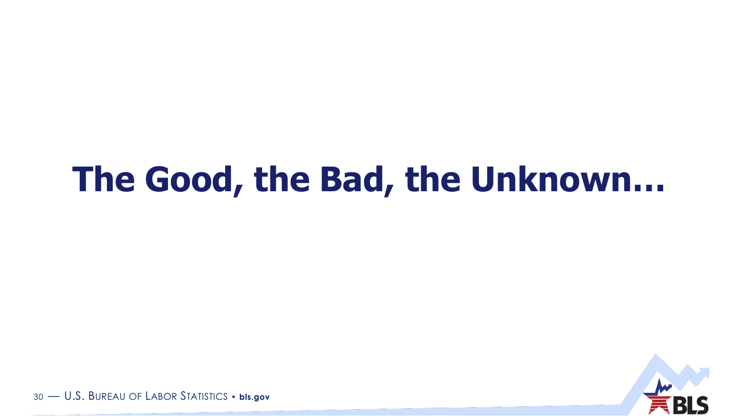# The Good, the Bad, the Unknown…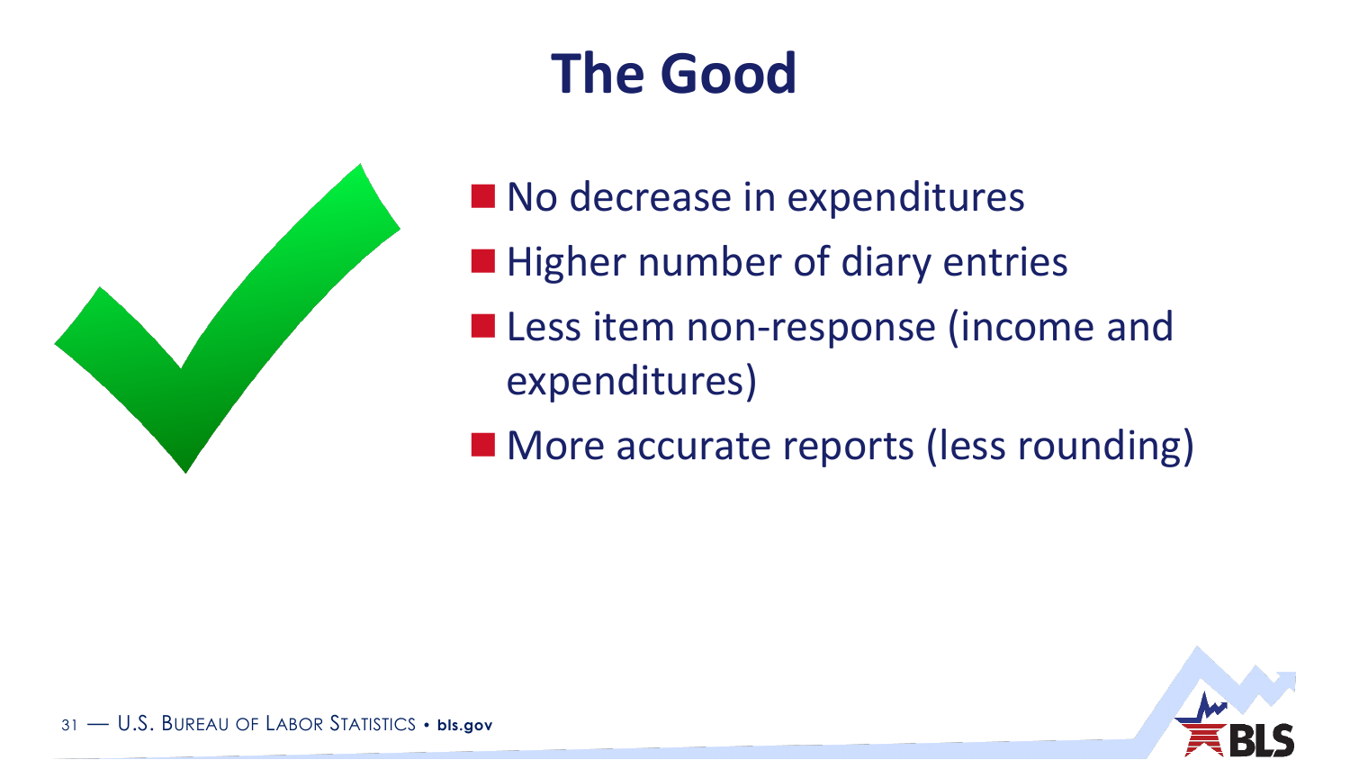# The Good

- No decrease in expenditures
- Higher number of diary entries
- Less item non-response (income and expenditures)
- More accurate reports (less rounding)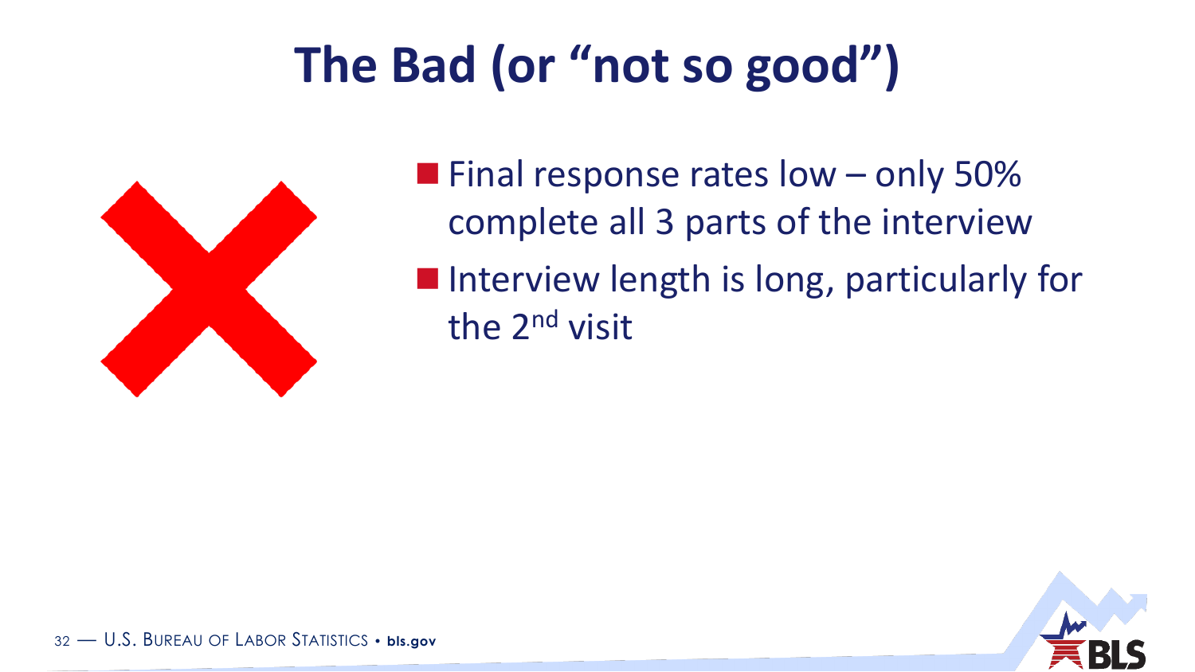# The Bad (or "not so good")

- Final response rates low – only 50% complete all 3 parts of the interview
- Interview length is long, particularly for the 2nd visit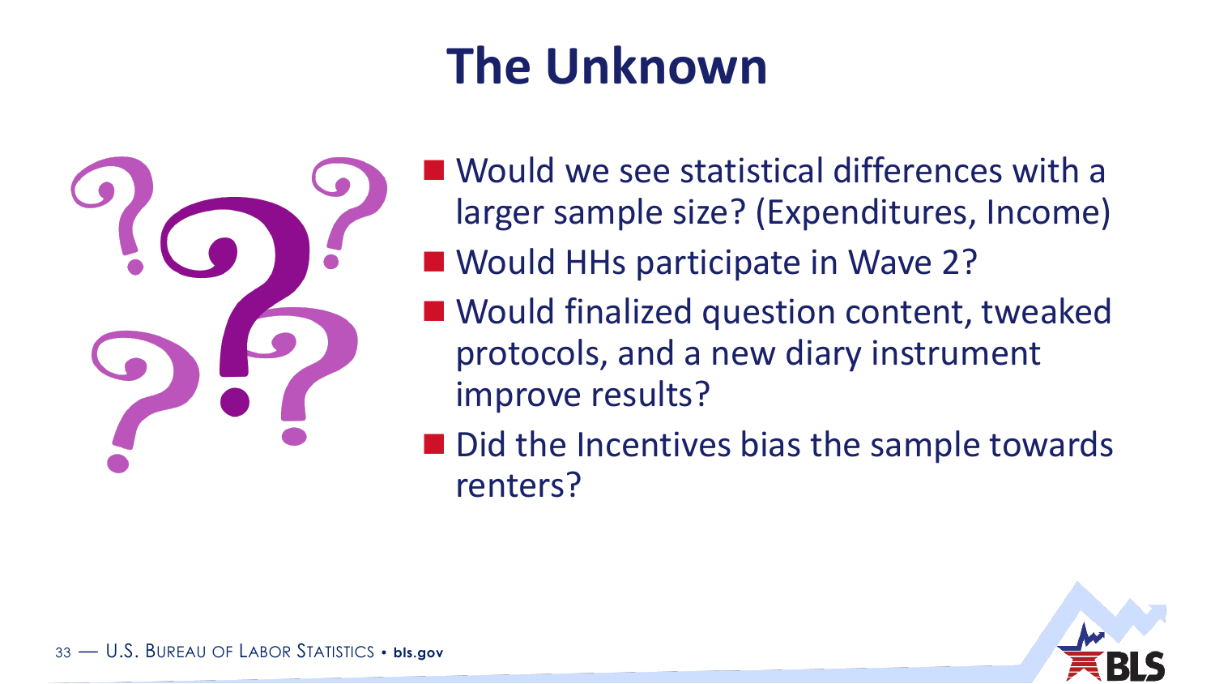# The Unknown

- Would we see statistical differences with a larger sample size? (Expenditures, Income)
- Would HHs participate in Wave 2?
- Would finalized question content, tweaked protocols, and a new diary instrument improve results?
- Did the Incentives bias the sample towards renters?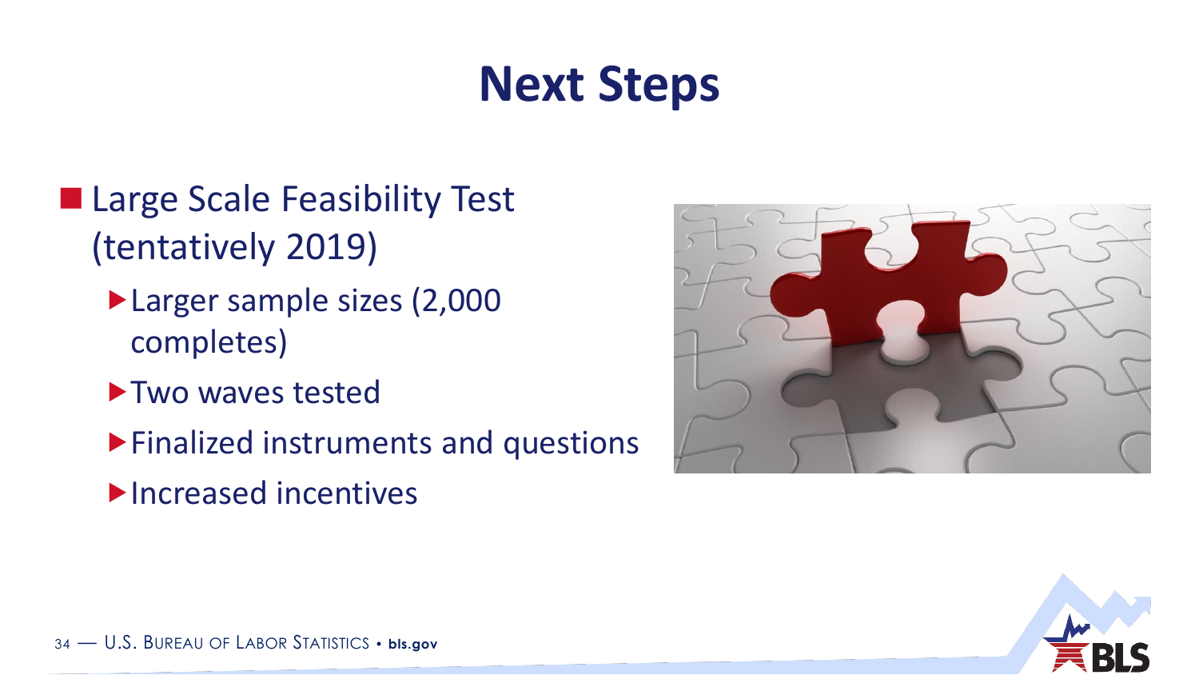# Next Steps

- Large Scale Feasibility Test (tentatively 2019)
  - Larger sample sizes (2,000 completes)
  - Two waves tested
  - Finalized instruments and questions
  - Increased incentives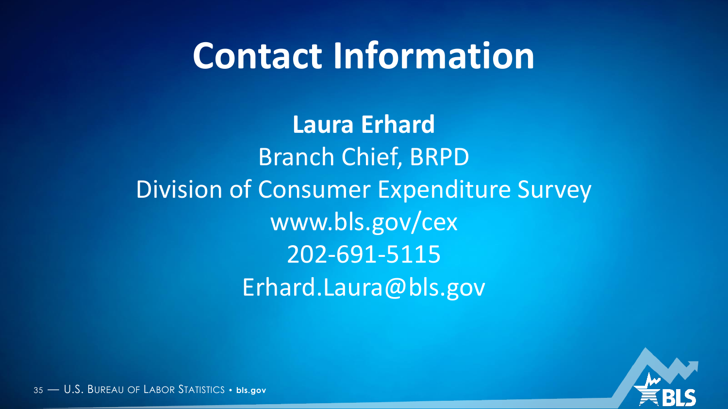# Contact Information

**Laura Erhard**

Branch Chief, BRPD

Division of Consumer Expenditure Survey

www.bls.gov/cex

202-691-5115

Erhard.Laura@bls.gov